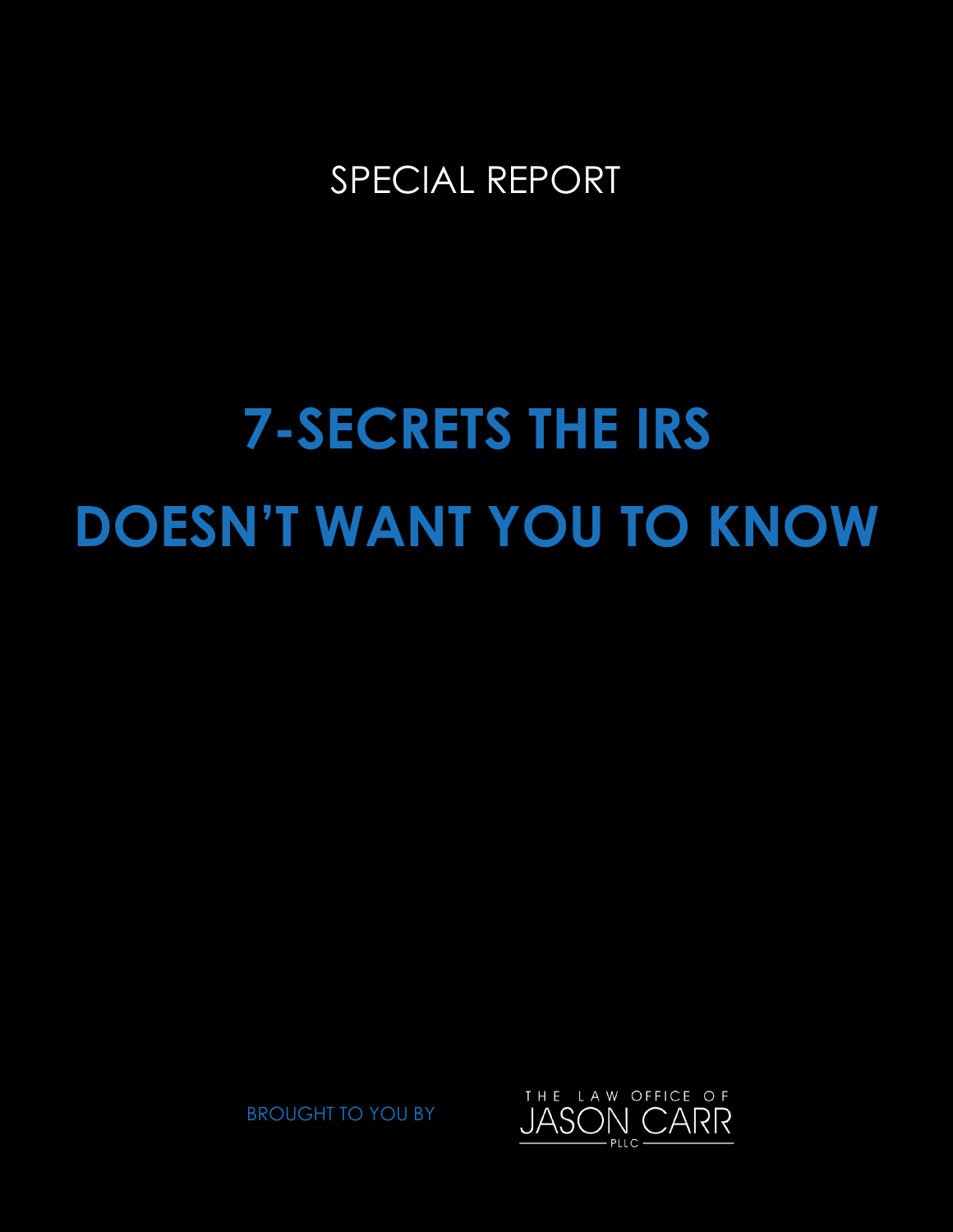SPECIAL REPORT

# 7-SECRETS THE IRS DOESN'T WANT YOU TO KNOW

BROUGHT TO YOU BY

THE LAW OFFICE OF JASON CARR PLLC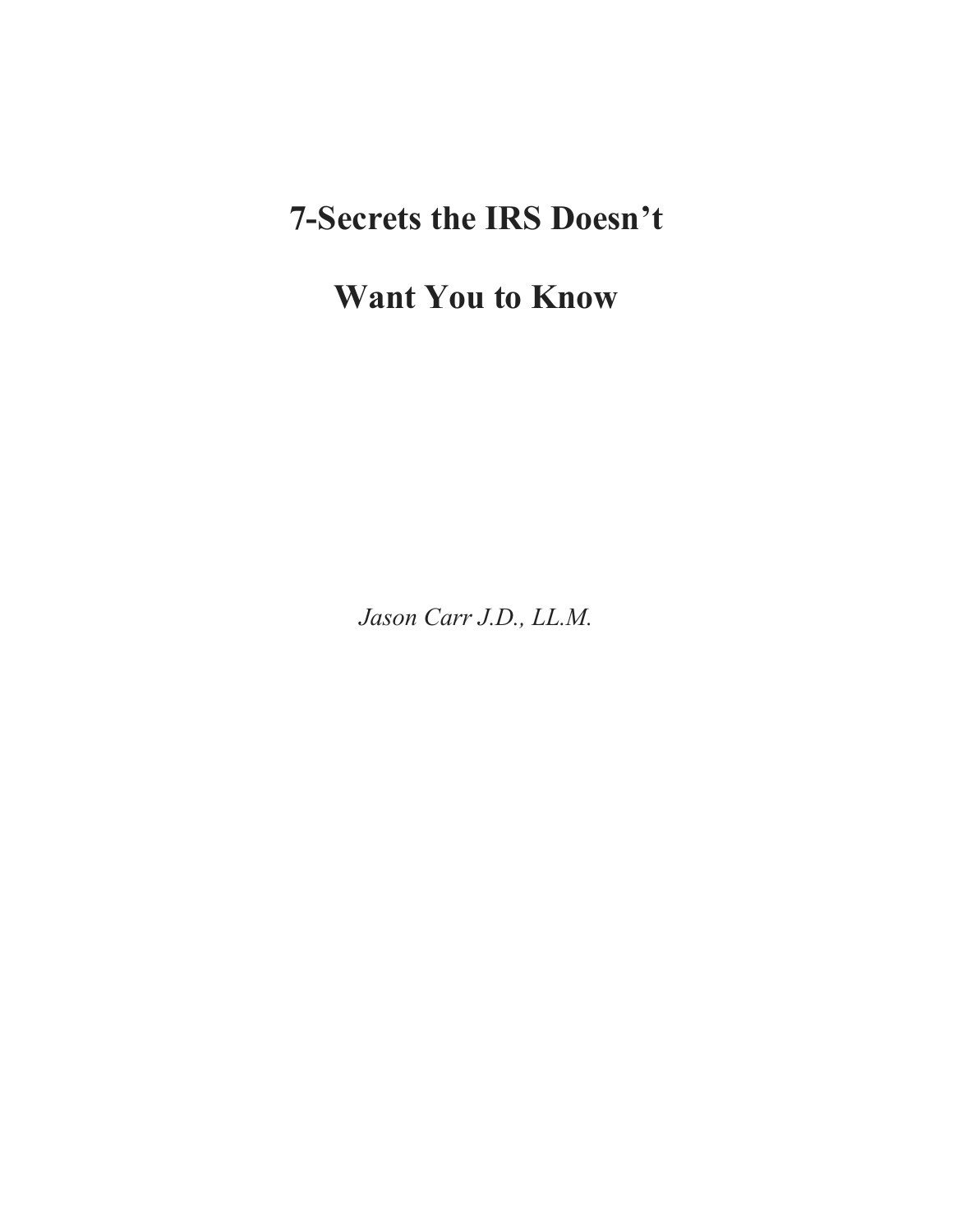# 7-Secrets the IRS Doesn't Want You to Know

*Jason Carr J.D., LL.M.*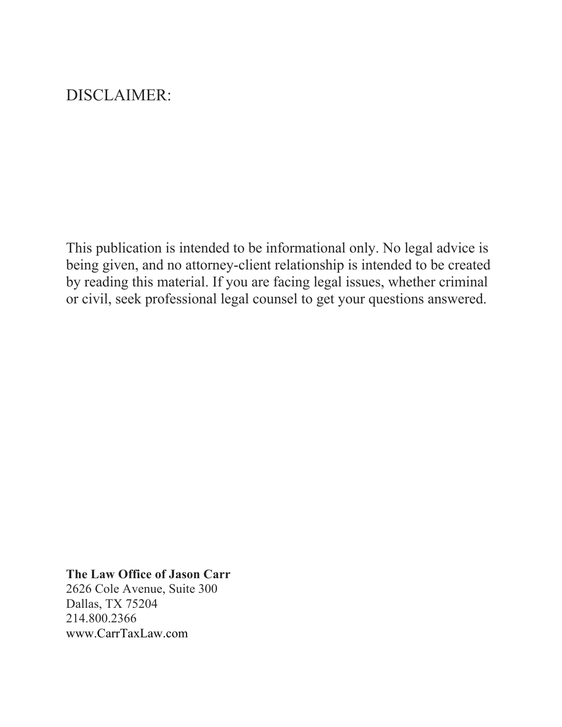# DISCLAIMER:

This publication is intended to be informational only. No legal advice is being given, and no attorney-client relationship is intended to be created by reading this material. If you are facing legal issues, whether criminal or civil, seek professional legal counsel to get your questions answered.

**The Law Office of Jason Carr**
2626 Cole Avenue, Suite 300
Dallas, TX 75204
214.800.2366
www.CarrTaxLaw.com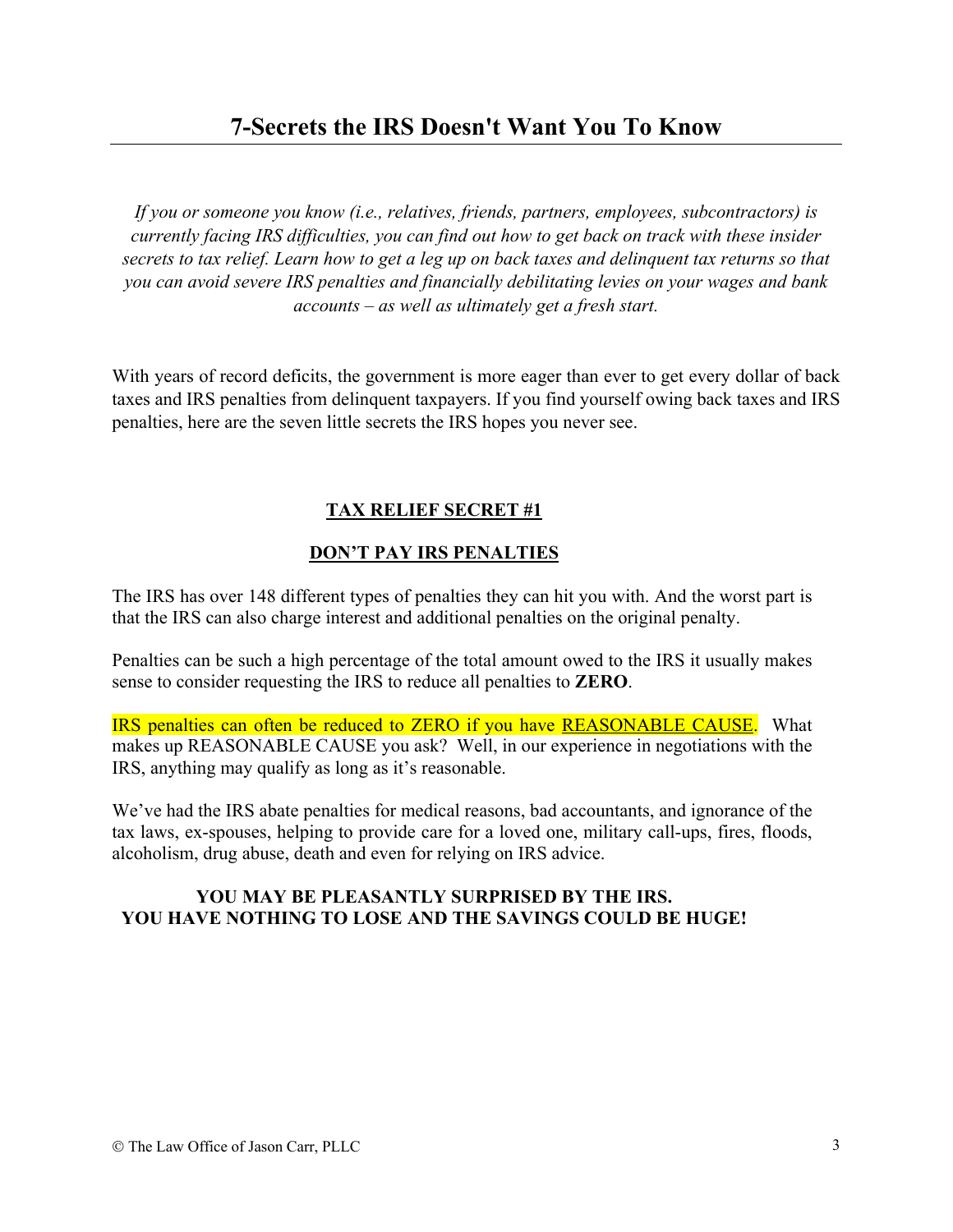# 7-Secrets the IRS Doesn't Want You To Know

*If you or someone you know (i.e., relatives, friends, partners, employees, subcontractors) is currently facing IRS difficulties, you can find out how to get back on track with these insider secrets to tax relief. Learn how to get a leg up on back taxes and delinquent tax returns so that you can avoid severe IRS penalties and financially debilitating levies on your wages and bank accounts – as well as ultimately get a fresh start.*

With years of record deficits, the government is more eager than ever to get every dollar of back taxes and IRS penalties from delinquent taxpayers. If you find yourself owing back taxes and IRS penalties, here are the seven little secrets the IRS hopes you never see.

## TAX RELIEF SECRET #1

## DON'T PAY IRS PENALTIES

The IRS has over 148 different types of penalties they can hit you with. And the worst part is that the IRS can also charge interest and additional penalties on the original penalty.

Penalties can be such a high percentage of the total amount owed to the IRS it usually makes sense to consider requesting the IRS to reduce all penalties to **ZERO**.

IRS penalties can often be reduced to ZERO if you have REASONABLE CAUSE. What makes up REASONABLE CAUSE you ask? Well, in our experience in negotiations with the IRS, anything may qualify as long as it's reasonable.

We've had the IRS abate penalties for medical reasons, bad accountants, and ignorance of the tax laws, ex-spouses, helping to provide care for a loved one, military call-ups, fires, floods, alcoholism, drug abuse, death and even for relying on IRS advice.

**YOU MAY BE PLEASANTLY SURPRISED BY THE IRS.**
**YOU HAVE NOTHING TO LOSE AND THE SAVINGS COULD BE HUGE!**

© The Law Office of Jason Carr, PLLC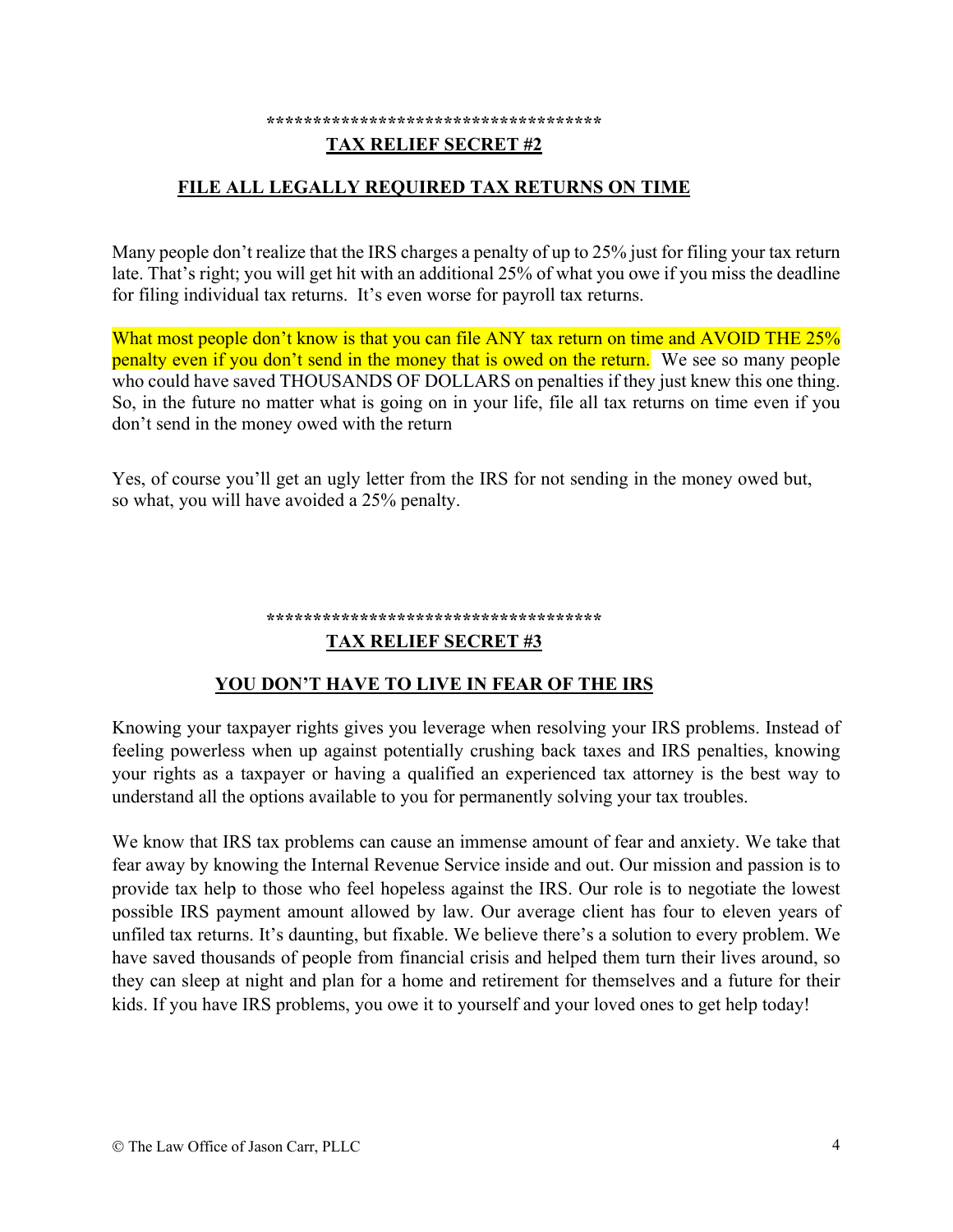***********************************

## TAX RELIEF SECRET #2

## FILE ALL LEGALLY REQUIRED TAX RETURNS ON TIME

Many people don't realize that the IRS charges a penalty of up to 25% just for filing your tax return late. That's right; you will get hit with an additional 25% of what you owe if you miss the deadline for filing individual tax returns. It's even worse for payroll tax returns.

What most people don't know is that you can file ANY tax return on time and AVOID THE 25% penalty even if you don't send in the money that is owed on the return. We see so many people who could have saved THOUSANDS OF DOLLARS on penalties if they just knew this one thing. So, in the future no matter what is going on in your life, file all tax returns on time even if you don't send in the money owed with the return

Yes, of course you'll get an ugly letter from the IRS for not sending in the money owed but, so what, you will have avoided a 25% penalty.

***********************************

## TAX RELIEF SECRET #3

## YOU DON'T HAVE TO LIVE IN FEAR OF THE IRS

Knowing your taxpayer rights gives you leverage when resolving your IRS problems. Instead of feeling powerless when up against potentially crushing back taxes and IRS penalties, knowing your rights as a taxpayer or having a qualified an experienced tax attorney is the best way to understand all the options available to you for permanently solving your tax troubles.

We know that IRS tax problems can cause an immense amount of fear and anxiety. We take that fear away by knowing the Internal Revenue Service inside and out. Our mission and passion is to provide tax help to those who feel hopeless against the IRS. Our role is to negotiate the lowest possible IRS payment amount allowed by law. Our average client has four to eleven years of unfiled tax returns. It's daunting, but fixable. We believe there's a solution to every problem. We have saved thousands of people from financial crisis and helped them turn their lives around, so they can sleep at night and plan for a home and retirement for themselves and a future for their kids. If you have IRS problems, you owe it to yourself and your loved ones to get help today!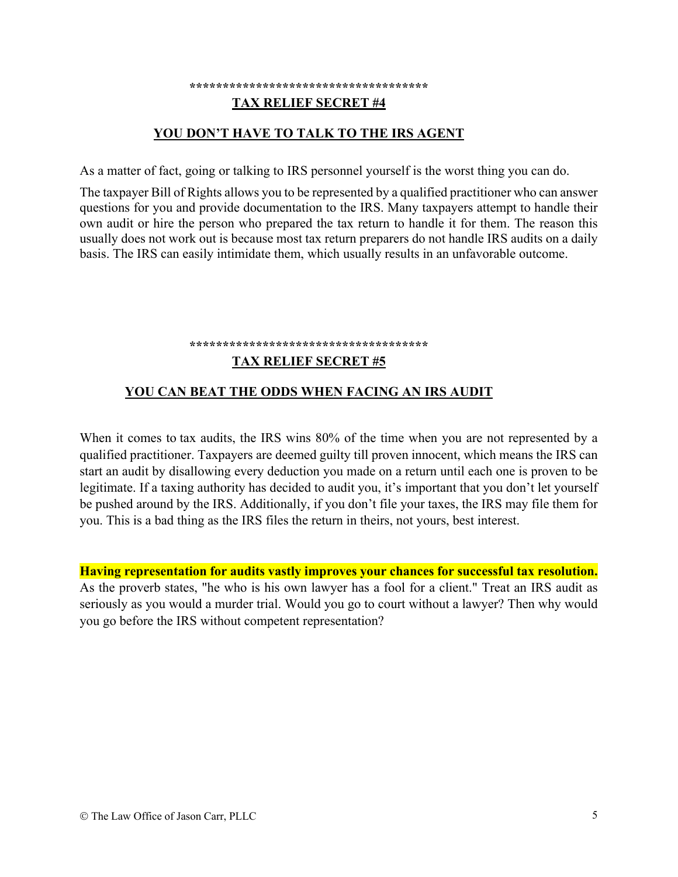************************************

## TAX RELIEF SECRET #4

## YOU DON'T HAVE TO TALK TO THE IRS AGENT

As a matter of fact, going or talking to IRS personnel yourself is the worst thing you can do.

The taxpayer Bill of Rights allows you to be represented by a qualified practitioner who can answer questions for you and provide documentation to the IRS. Many taxpayers attempt to handle their own audit or hire the person who prepared the tax return to handle it for them. The reason this usually does not work out is because most tax return preparers do not handle IRS audits on a daily basis. The IRS can easily intimidate them, which usually results in an unfavorable outcome.

************************************

## TAX RELIEF SECRET #5

## YOU CAN BEAT THE ODDS WHEN FACING AN IRS AUDIT

When it comes to tax audits, the IRS wins 80% of the time when you are not represented by a qualified practitioner. Taxpayers are deemed guilty till proven innocent, which means the IRS can start an audit by disallowing every deduction you made on a return until each one is proven to be legitimate. If a taxing authority has decided to audit you, it's important that you don't let yourself be pushed around by the IRS. Additionally, if you don't file your taxes, the IRS may file them for you. This is a bad thing as the IRS files the return in theirs, not yours, best interest.

**Having representation for audits vastly improves your chances for successful tax resolution.** As the proverb states, "he who is his own lawyer has a fool for a client." Treat an IRS audit as seriously as you would a murder trial. Would you go to court without a lawyer? Then why would you go before the IRS without competent representation?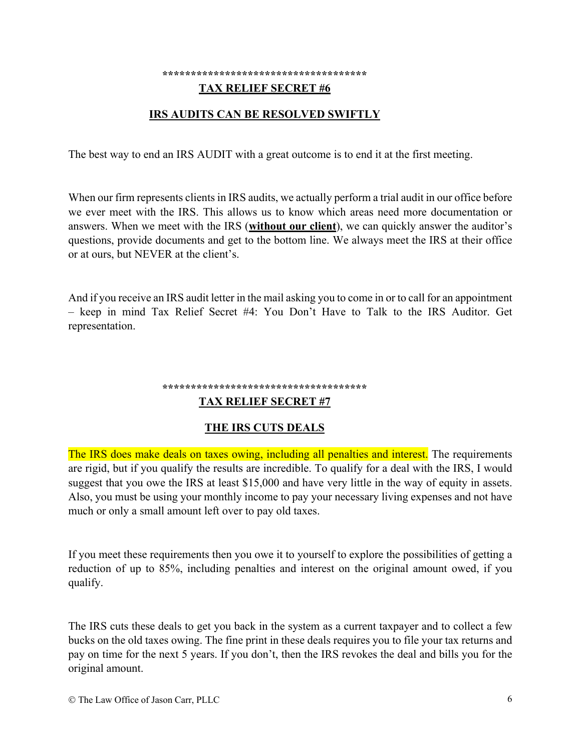************************************

## TAX RELIEF SECRET #6

## IRS AUDITS CAN BE RESOLVED SWIFTLY

The best way to end an IRS AUDIT with a great outcome is to end it at the first meeting.

When our firm represents clients in IRS audits, we actually perform a trial audit in our office before we ever meet with the IRS. This allows us to know which areas need more documentation or answers. When we meet with the IRS (**without our client**), we can quickly answer the auditor's questions, provide documents and get to the bottom line. We always meet the IRS at their office or at ours, but NEVER at the client's.

And if you receive an IRS audit letter in the mail asking you to come in or to call for an appointment – keep in mind Tax Relief Secret #4: You Don't Have to Talk to the IRS Auditor. Get representation.

************************************

## TAX RELIEF SECRET #7

## THE IRS CUTS DEALS

The IRS does make deals on taxes owing, including all penalties and interest. The requirements are rigid, but if you qualify the results are incredible. To qualify for a deal with the IRS, I would suggest that you owe the IRS at least $15,000 and have very little in the way of equity in assets. Also, you must be using your monthly income to pay your necessary living expenses and not have much or only a small amount left over to pay old taxes.

If you meet these requirements then you owe it to yourself to explore the possibilities of getting a reduction of up to 85%, including penalties and interest on the original amount owed, if you qualify.

The IRS cuts these deals to get you back in the system as a current taxpayer and to collect a few bucks on the old taxes owing. The fine print in these deals requires you to file your tax returns and pay on time for the next 5 years. If you don't, then the IRS revokes the deal and bills you for the original amount.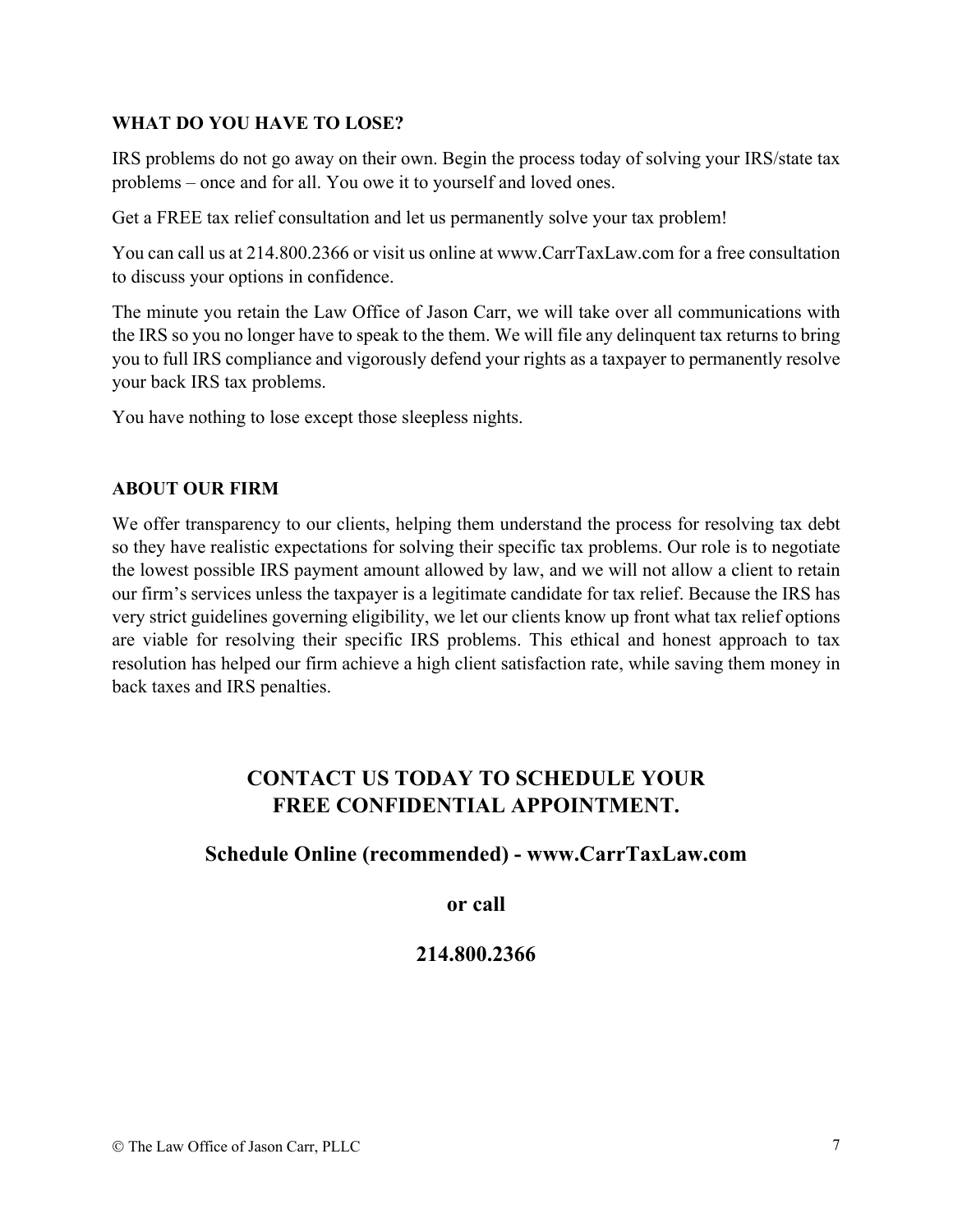**WHAT DO YOU HAVE TO LOSE?**

IRS problems do not go away on their own. Begin the process today of solving your IRS/state tax problems – once and for all. You owe it to yourself and loved ones.

Get a FREE tax relief consultation and let us permanently solve your tax problem!

You can call us at 214.800.2366 or visit us online at www.CarrTaxLaw.com for a free consultation to discuss your options in confidence.

The minute you retain the Law Office of Jason Carr, we will take over all communications with the IRS so you no longer have to speak to the them. We will file any delinquent tax returns to bring you to full IRS compliance and vigorously defend your rights as a taxpayer to permanently resolve your back IRS tax problems.

You have nothing to lose except those sleepless nights.

**ABOUT OUR FIRM**

We offer transparency to our clients, helping them understand the process for resolving tax debt so they have realistic expectations for solving their specific tax problems. Our role is to negotiate the lowest possible IRS payment amount allowed by law, and we will not allow a client to retain our firm's services unless the taxpayer is a legitimate candidate for tax relief. Because the IRS has very strict guidelines governing eligibility, we let our clients know up front what tax relief options are viable for resolving their specific IRS problems. This ethical and honest approach to tax resolution has helped our firm achieve a high client satisfaction rate, while saving them money in back taxes and IRS penalties.

## CONTACT US TODAY TO SCHEDULE YOUR FREE CONFIDENTIAL APPOINTMENT.

**Schedule Online (recommended) - www.CarrTaxLaw.com**

**or call**

**214.800.2366**

© The Law Office of Jason Carr, PLLC